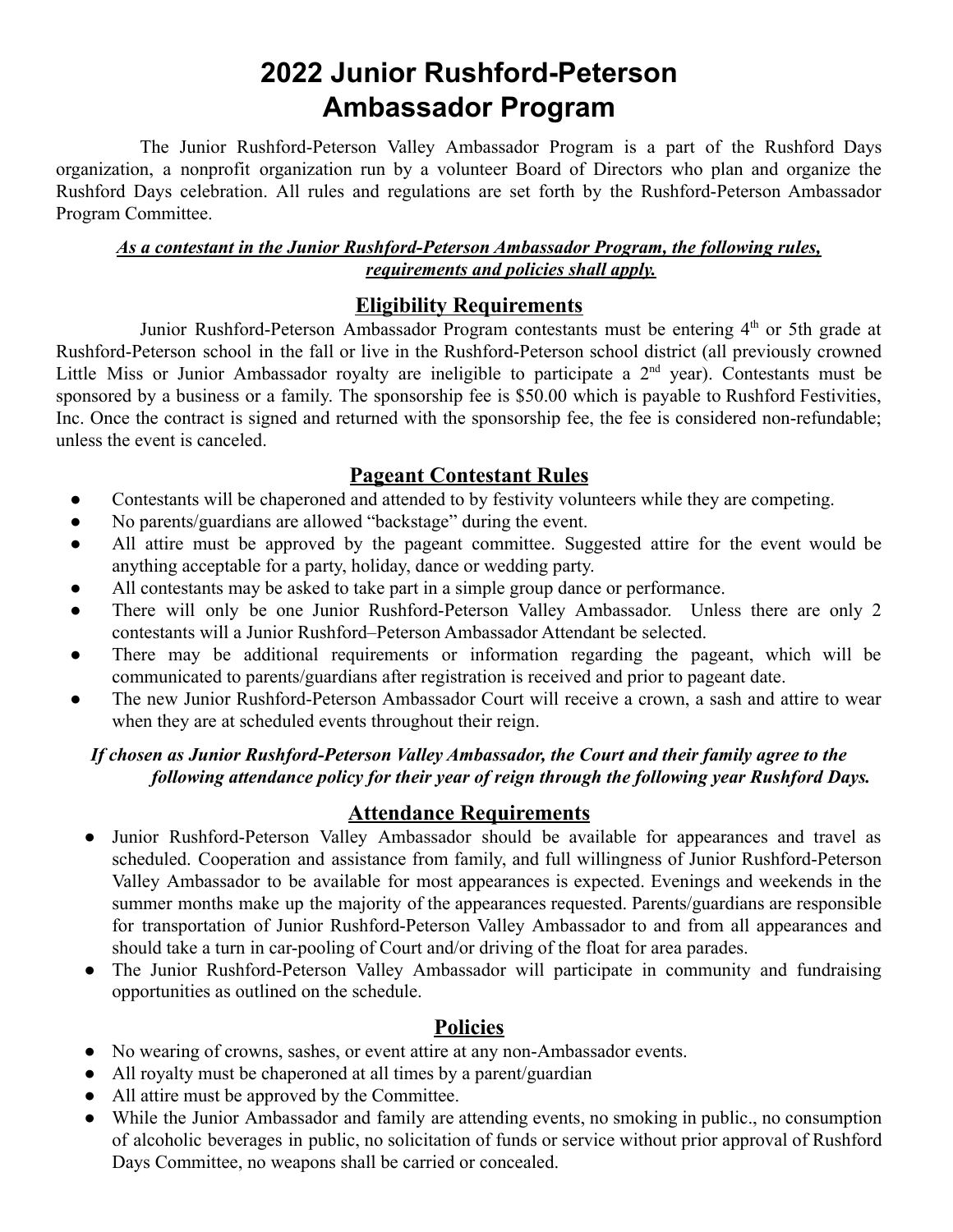# 2022 Junior Rushford-Peterson Ambassador Program

The Junior Rushford-Peterson Valley Ambassador Program is a part of the Rushford Days organization, a nonprofit organization run by a volunteer Board of Directors who plan and organize the Rushford Days celebration. All rules and regulations are set forth by the Rushford-Peterson Ambassador Program Committee.

***As a contestant in the Junior Rushford-Peterson Ambassador Program, the following rules, requirements and policies shall apply.***

## Eligibility Requirements

Junior Rushford-Peterson Ambassador Program contestants must be entering 4th or 5th grade at Rushford-Peterson school in the fall or live in the Rushford-Peterson school district (all previously crowned Little Miss or Junior Ambassador royalty are ineligible to participate a 2nd year). Contestants must be sponsored by a business or a family. The sponsorship fee is $50.00 which is payable to Rushford Festivities, Inc. Once the contract is signed and returned with the sponsorship fee, the fee is considered non-refundable; unless the event is canceled.

## Pageant Contestant Rules

- Contestants will be chaperoned and attended to by festivity volunteers while they are competing.
- No parents/guardians are allowed "backstage" during the event.
- All attire must be approved by the pageant committee. Suggested attire for the event would be anything acceptable for a party, holiday, dance or wedding party.
- All contestants may be asked to take part in a simple group dance or performance.
- There will only be one Junior Rushford-Peterson Valley Ambassador. Unless there are only 2 contestants will a Junior Rushford–Peterson Ambassador Attendant be selected.
- There may be additional requirements or information regarding the pageant, which will be communicated to parents/guardians after registration is received and prior to pageant date.
- The new Junior Rushford-Peterson Ambassador Court will receive a crown, a sash and attire to wear when they are at scheduled events throughout their reign.

***If chosen as Junior Rushford-Peterson Valley Ambassador, the Court and their family agree to the following attendance policy for their year of reign through the following year Rushford Days.***

## Attendance Requirements

- Junior Rushford-Peterson Valley Ambassador should be available for appearances and travel as scheduled. Cooperation and assistance from family, and full willingness of Junior Rushford-Peterson Valley Ambassador to be available for most appearances is expected. Evenings and weekends in the summer months make up the majority of the appearances requested. Parents/guardians are responsible for transportation of Junior Rushford-Peterson Valley Ambassador to and from all appearances and should take a turn in car-pooling of Court and/or driving of the float for area parades.
- The Junior Rushford-Peterson Valley Ambassador will participate in community and fundraising opportunities as outlined on the schedule.

## Policies

- No wearing of crowns, sashes, or event attire at any non-Ambassador events.
- All royalty must be chaperoned at all times by a parent/guardian
- All attire must be approved by the Committee.
- While the Junior Ambassador and family are attending events, no smoking in public., no consumption of alcoholic beverages in public, no solicitation of funds or service without prior approval of Rushford Days Committee, no weapons shall be carried or concealed.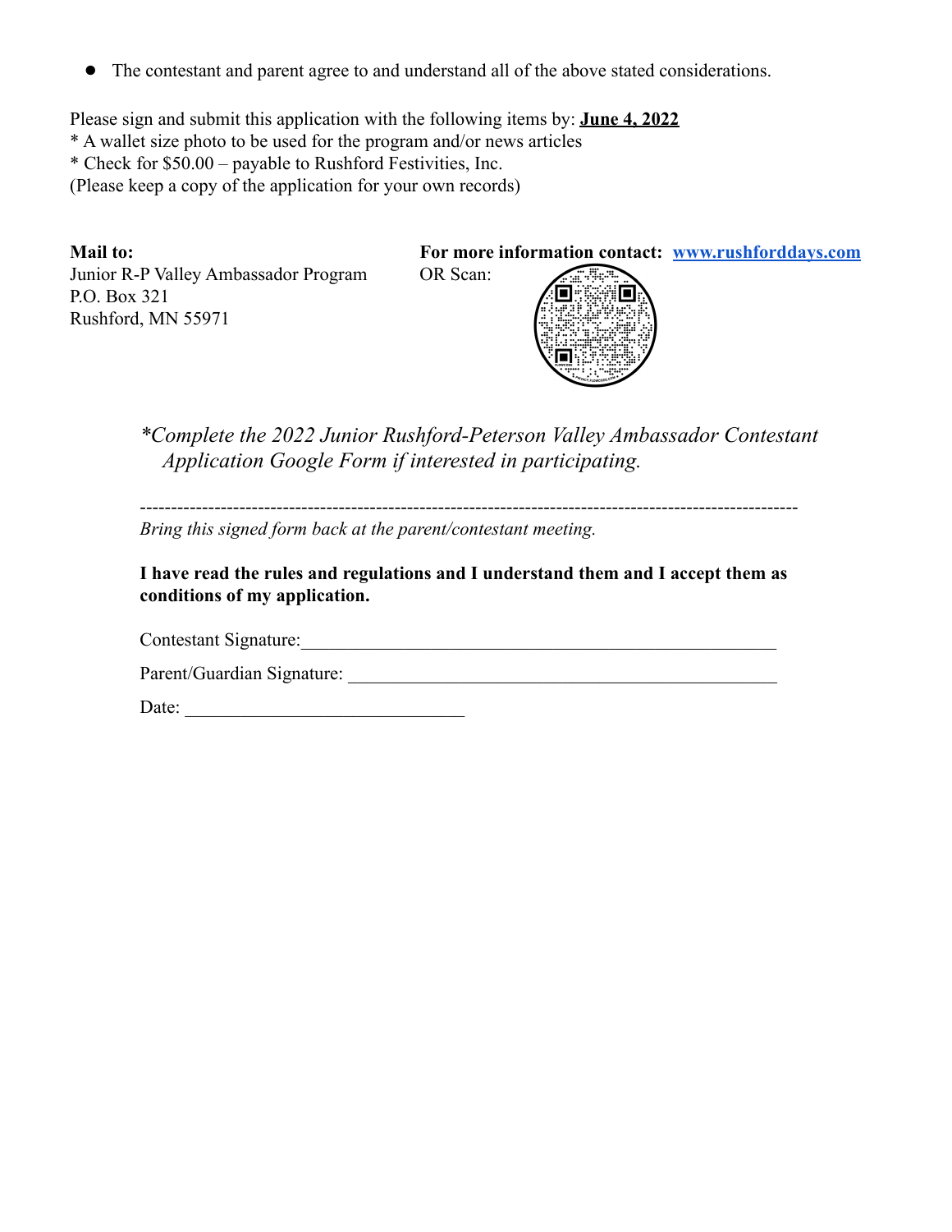- The contestant and parent agree to and understand all of the above stated considerations.

Please sign and submit this application with the following items by: **June 4, 2022**
* A wallet size photo to be used for the program and/or news articles
* Check for $50.00 – payable to Rushford Festivities, Inc.
(Please keep a copy of the application for your own records)

**Mail to:**
Junior R-P Valley Ambassador Program
P.O. Box 321
Rushford, MN 55971

**For more information contact:** **www.rushforddays.com**
OR Scan:

*\*Complete the 2022 Junior Rushford-Peterson Valley Ambassador Contestant Application Google Form if interested in participating.*

---

*Bring this signed form back at the parent/contestant meeting.*

**I have read the rules and regulations and I understand them and I accept them as conditions of my application.**

Contestant Signature:_______________________________________________

Parent/Guardian Signature: __________________________________________

Date: ____________________________